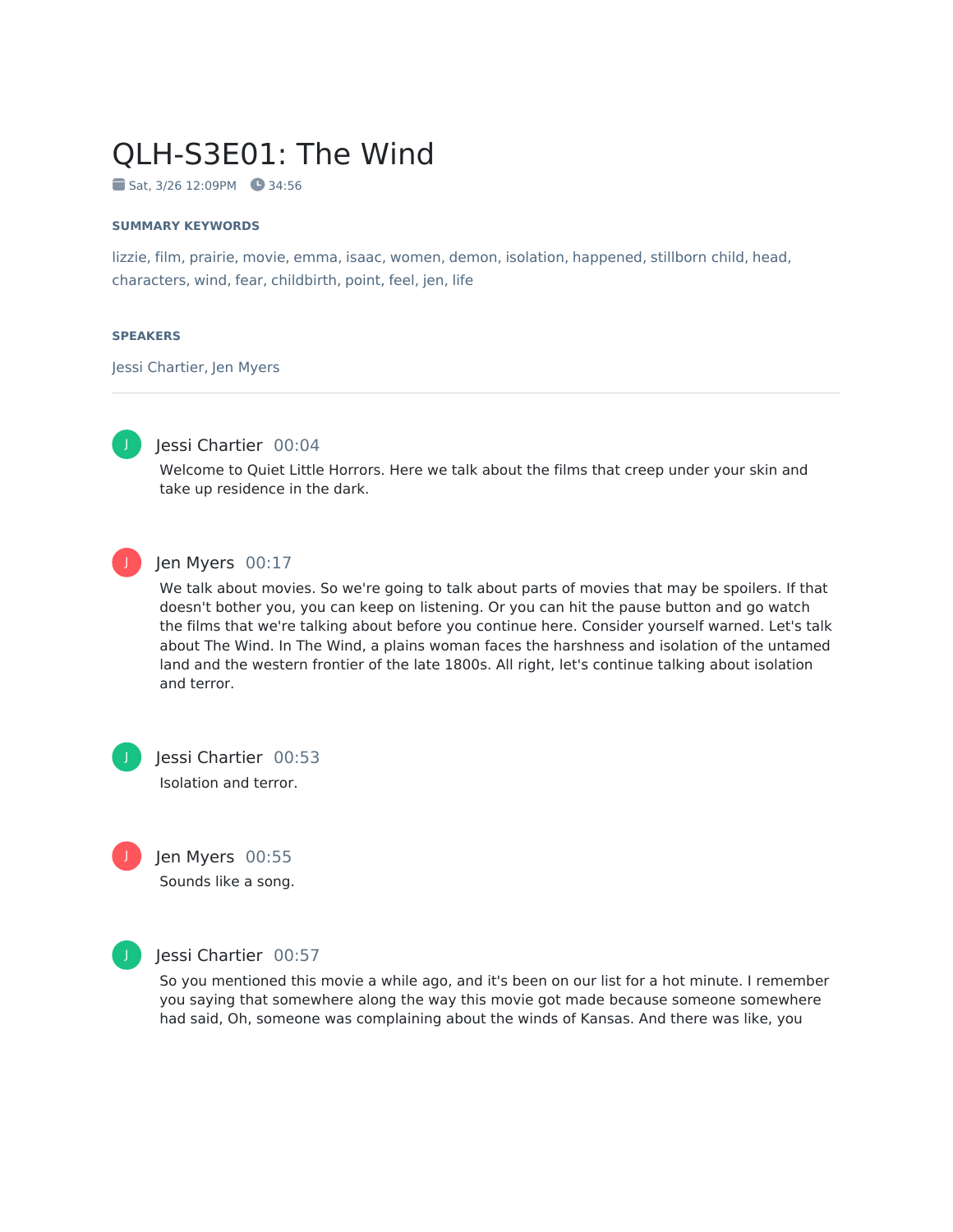# QLH-S3E01: The Wind

Sat, 3/26 12:09PM 34:56

**SUMMARY KEYWORDS**

lizzie, film, prairie, movie, emma, isaac, women, demon, isolation, happened, stillborn child, head, characters, wind, fear, childbirth, point, feel, jen, life

**SPEAKERS**

Jessi Chartier, Jen Myers

---

**Jessi Chartier** 00:04

Welcome to Quiet Little Horrors. Here we talk about the films that creep under your skin and take up residence in the dark.

**Jen Myers** 00:17

We talk about movies. So we're going to talk about parts of movies that may be spoilers. If that doesn't bother you, you can keep on listening. Or you can hit the pause button and go watch the films that we're talking about before you continue here. Consider yourself warned. Let's talk about The Wind. In The Wind, a plains woman faces the harshness and isolation of the untamed land and the western frontier of the late 1800s. All right, let's continue talking about isolation and terror.

**Jessi Chartier** 00:53

Isolation and terror.

**Jen Myers** 00:55

Sounds like a song.

**Jessi Chartier** 00:57

So you mentioned this movie a while ago, and it's been on our list for a hot minute. I remember you saying that somewhere along the way this movie got made because someone somewhere had said, Oh, someone was complaining about the winds of Kansas. And there was like, you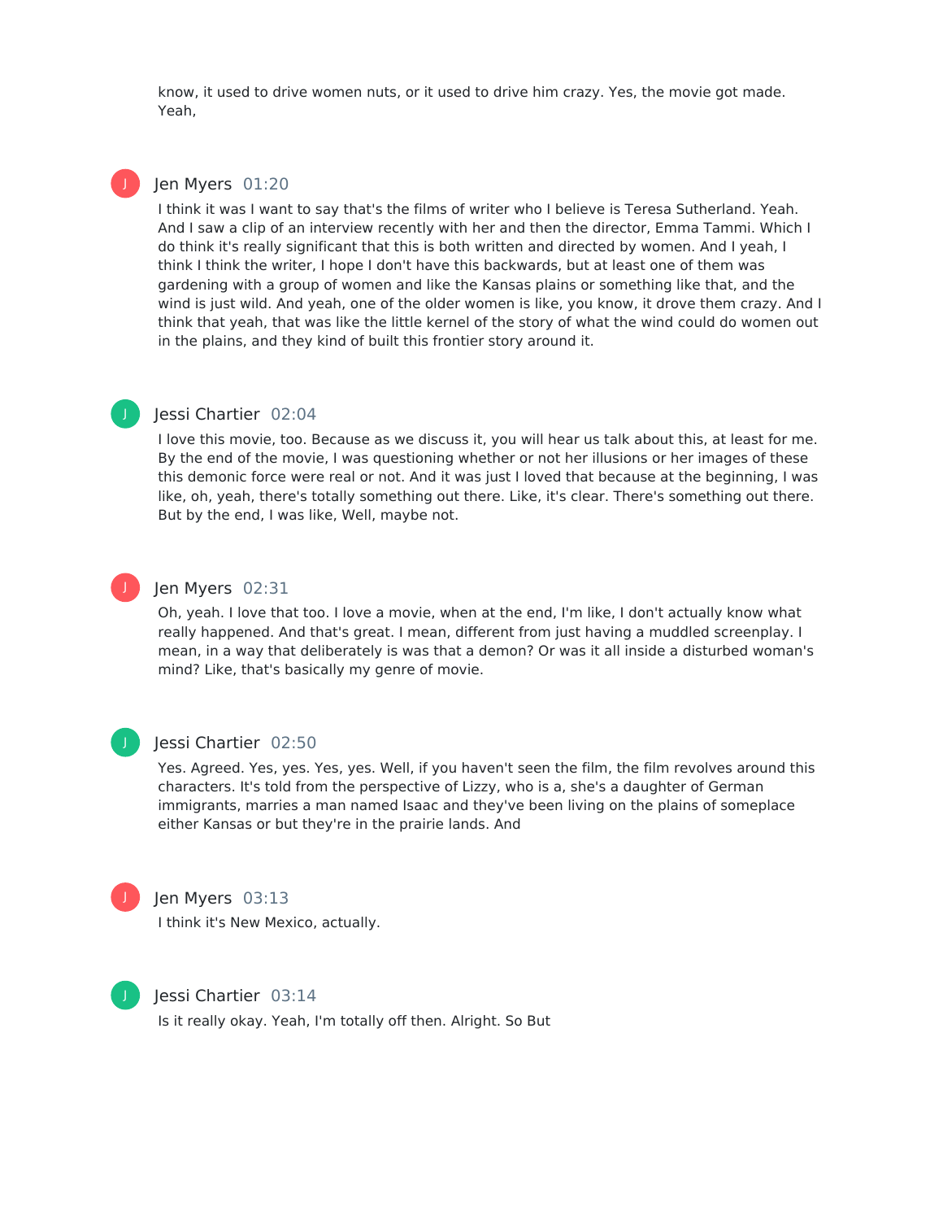know, it used to drive women nuts, or it used to drive him crazy. Yes, the movie got made. Yeah,

**Jen Myers** 01:20

I think it was I want to say that's the films of writer who I believe is Teresa Sutherland. Yeah. And I saw a clip of an interview recently with her and then the director, Emma Tammi. Which I do think it's really significant that this is both written and directed by women. And I yeah, I think I think the writer, I hope I don't have this backwards, but at least one of them was gardening with a group of women and like the Kansas plains or something like that, and the wind is just wild. And yeah, one of the older women is like, you know, it drove them crazy. And I think that yeah, that was like the little kernel of the story of what the wind could do women out in the plains, and they kind of built this frontier story around it.

**Jessi Chartier** 02:04

I love this movie, too. Because as we discuss it, you will hear us talk about this, at least for me. By the end of the movie, I was questioning whether or not her illusions or her images of these this demonic force were real or not. And it was just I loved that because at the beginning, I was like, oh, yeah, there's totally something out there. Like, it's clear. There's something out there. But by the end, I was like, Well, maybe not.

**Jen Myers** 02:31

Oh, yeah. I love that too. I love a movie, when at the end, I'm like, I don't actually know what really happened. And that's great. I mean, different from just having a muddled screenplay. I mean, in a way that deliberately is was that a demon? Or was it all inside a disturbed woman's mind? Like, that's basically my genre of movie.

**Jessi Chartier** 02:50

Yes. Agreed. Yes, yes. Yes, yes. Well, if you haven't seen the film, the film revolves around this characters. It's told from the perspective of Lizzy, who is a, she's a daughter of German immigrants, marries a man named Isaac and they've been living on the plains of someplace either Kansas or but they're in the prairie lands. And

**Jen Myers** 03:13

I think it's New Mexico, actually.

**Jessi Chartier** 03:14

Is it really okay. Yeah, I'm totally off then. Alright. So But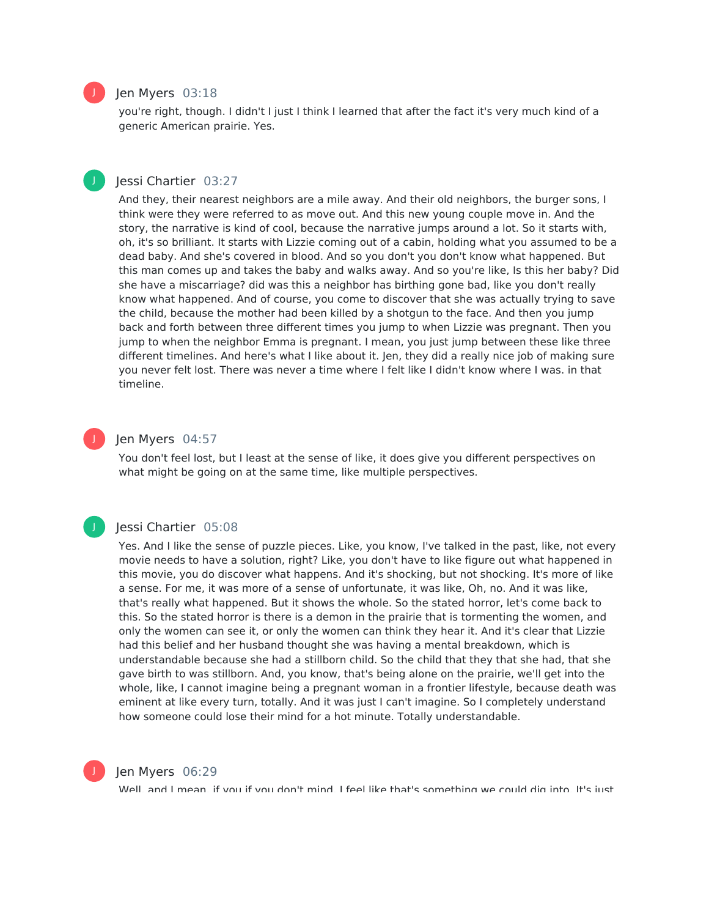**Jen Myers** 03:18

you're right, though. I didn't I just I think I learned that after the fact it's very much kind of a generic American prairie. Yes.

**Jessi Chartier** 03:27

And they, their nearest neighbors are a mile away. And their old neighbors, the burger sons, I think were they were referred to as move out. And this new young couple move in. And the story, the narrative is kind of cool, because the narrative jumps around a lot. So it starts with, oh, it's so brilliant. It starts with Lizzie coming out of a cabin, holding what you assumed to be a dead baby. And she's covered in blood. And so you don't you don't know what happened. But this man comes up and takes the baby and walks away. And so you're like, Is this her baby? Did she have a miscarriage? did was this a neighbor has birthing gone bad, like you don't really know what happened. And of course, you come to discover that she was actually trying to save the child, because the mother had been killed by a shotgun to the face. And then you jump back and forth between three different times you jump to when Lizzie was pregnant. Then you jump to when the neighbor Emma is pregnant. I mean, you just jump between these like three different timelines. And here's what I like about it. Jen, they did a really nice job of making sure you never felt lost. There was never a time where I felt like I didn't know where I was. in that timeline.

**Jen Myers** 04:57

You don't feel lost, but I least at the sense of like, it does give you different perspectives on what might be going on at the same time, like multiple perspectives.

**Jessi Chartier** 05:08

Yes. And I like the sense of puzzle pieces. Like, you know, I've talked in the past, like, not every movie needs to have a solution, right? Like, you don't have to like figure out what happened in this movie, you do discover what happens. And it's shocking, but not shocking. It's more of like a sense. For me, it was more of a sense of unfortunate, it was like, Oh, no. And it was like, that's really what happened. But it shows the whole. So the stated horror, let's come back to this. So the stated horror is there is a demon in the prairie that is tormenting the women, and only the women can see it, or only the women can think they hear it. And it's clear that Lizzie had this belief and her husband thought she was having a mental breakdown, which is understandable because she had a stillborn child. So the child that they that she had, that she gave birth to was stillborn. And, you know, that's being alone on the prairie, we'll get into the whole, like, I cannot imagine being a pregnant woman in a frontier lifestyle, because death was eminent at like every turn, totally. And it was just I can't imagine. So I completely understand how someone could lose their mind for a hot minute. Totally understandable.

**Jen Myers** 06:29

Well, and I mean, if you if you don't mind, I feel like that's something we could dig into. It's just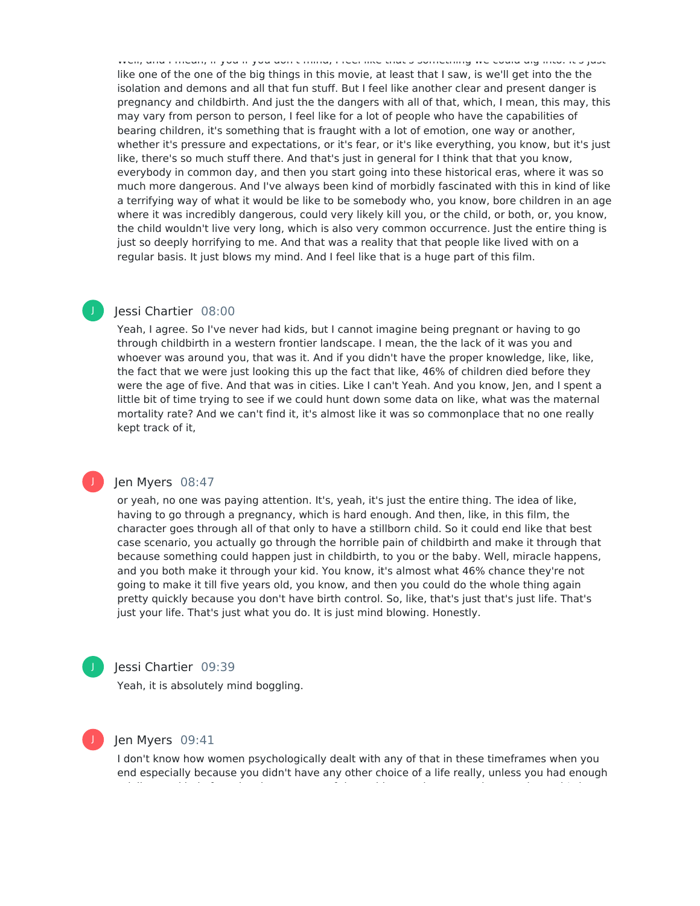like one of the one of the big things in this movie, at least that I saw, is we'll get into the the isolation and demons and all that fun stuff. But I feel like another clear and present danger is pregnancy and childbirth. And just the the dangers with all of that, which, I mean, this may, this may vary from person to person, I feel like for a lot of people who have the capabilities of bearing children, it's something that is fraught with a lot of emotion, one way or another, whether it's pressure and expectations, or it's fear, or it's like everything, you know, but it's just like, there's so much stuff there. And that's just in general for I think that that you know, everybody in common day, and then you start going into these historical eras, where it was so much more dangerous. And I've always been kind of morbidly fascinated with this in kind of like a terrifying way of what it would be like to be somebody who, you know, bore children in an age where it was incredibly dangerous, could very likely kill you, or the child, or both, or, you know, the child wouldn't live very long, which is also very common occurrence. Just the entire thing is just so deeply horrifying to me. And that was a reality that that people like lived with on a regular basis. It just blows my mind. And I feel like that is a huge part of this film.

**Jessi Chartier** 08:00

Yeah, I agree. So I've never had kids, but I cannot imagine being pregnant or having to go through childbirth in a western frontier landscape. I mean, the the lack of it was you and whoever was around you, that was it. And if you didn't have the proper knowledge, like, like, the fact that we were just looking this up the fact that like, 46% of children died before they were the age of five. And that was in cities. Like I can't Yeah. And you know, Jen, and I spent a little bit of time trying to see if we could hunt down some data on like, what was the maternal mortality rate? And we can't find it, it's almost like it was so commonplace that no one really kept track of it,

**Jen Myers** 08:47

or yeah, no one was paying attention. It's, yeah, it's just the entire thing. The idea of like, having to go through a pregnancy, which is hard enough. And then, like, in this film, the character goes through all of that only to have a stillborn child. So it could end like that best case scenario, you actually go through the horrible pain of childbirth and make it through that because something could happen just in childbirth, to you or the baby. Well, miracle happens, and you both make it through your kid. You know, it's almost what 46% chance they're not going to make it till five years old, you know, and then you could do the whole thing again pretty quickly because you don't have birth control. So, like, that's just that's just life. That's just your life. That's just what you do. It is just mind blowing. Honestly.

**Jessi Chartier** 09:39

Yeah, it is absolutely mind boggling.

**Jen Myers** 09:41

I don't know how women psychologically dealt with any of that in these timeframes when you end especially because you didn't have any other choice of a life really, unless you had enough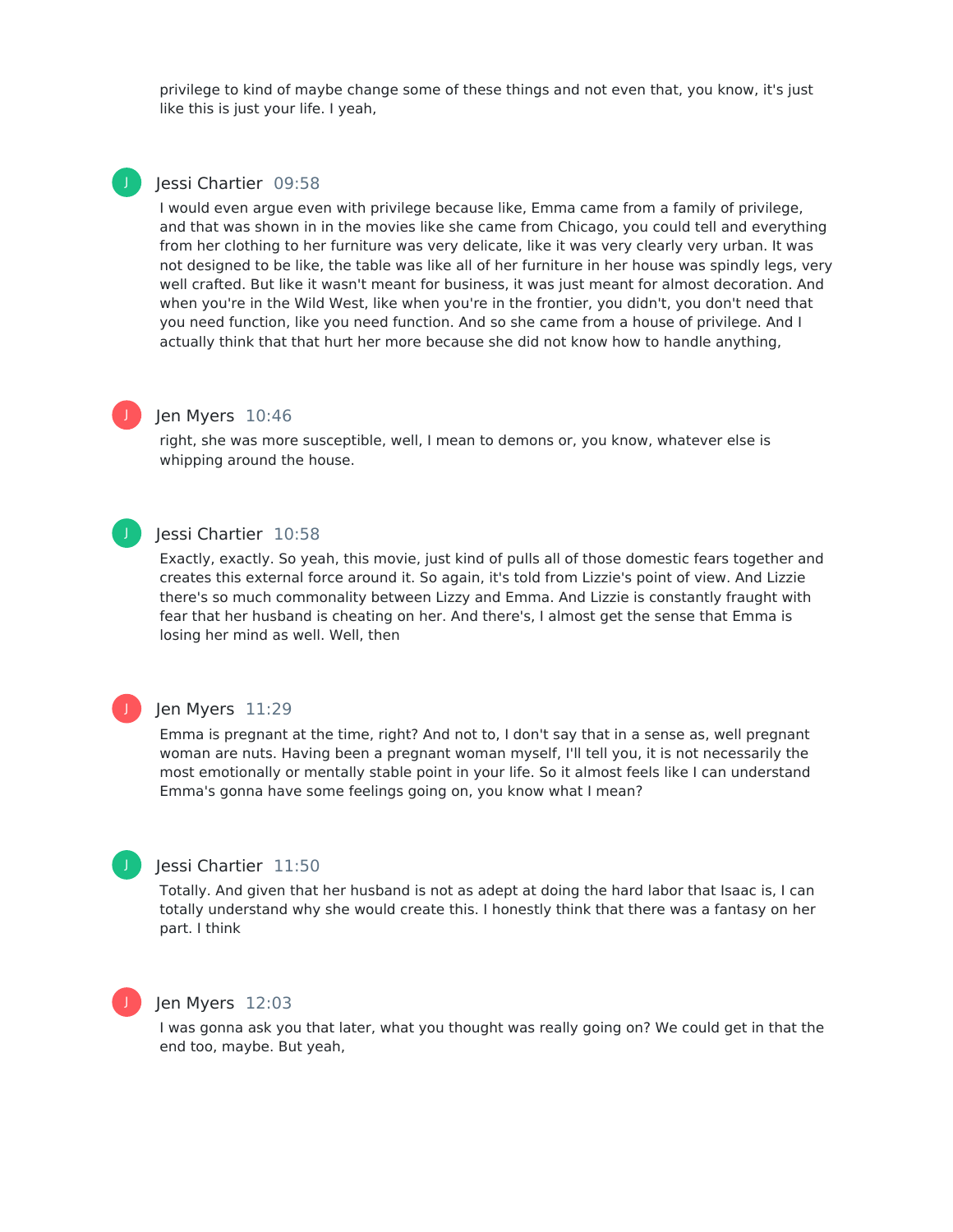privilege to kind of maybe change some of these things and not even that, you know, it's just like this is just your life. I yeah,

**Jessi Chartier** 09:58

I would even argue even with privilege because like, Emma came from a family of privilege, and that was shown in in the movies like she came from Chicago, you could tell and everything from her clothing to her furniture was very delicate, like it was very clearly very urban. It was not designed to be like, the table was like all of her furniture in her house was spindly legs, very well crafted. But like it wasn't meant for business, it was just meant for almost decoration. And when you're in the Wild West, like when you're in the frontier, you didn't, you don't need that you need function, like you need function. And so she came from a house of privilege. And I actually think that that hurt her more because she did not know how to handle anything,

**Jen Myers** 10:46

right, she was more susceptible, well, I mean to demons or, you know, whatever else is whipping around the house.

**Jessi Chartier** 10:58

Exactly, exactly. So yeah, this movie, just kind of pulls all of those domestic fears together and creates this external force around it. So again, it's told from Lizzie's point of view. And Lizzie there's so much commonality between Lizzy and Emma. And Lizzie is constantly fraught with fear that her husband is cheating on her. And there's, I almost get the sense that Emma is losing her mind as well. Well, then

**Jen Myers** 11:29

Emma is pregnant at the time, right? And not to, I don't say that in a sense as, well pregnant woman are nuts. Having been a pregnant woman myself, I'll tell you, it is not necessarily the most emotionally or mentally stable point in your life. So it almost feels like I can understand Emma's gonna have some feelings going on, you know what I mean?

**Jessi Chartier** 11:50

Totally. And given that her husband is not as adept at doing the hard labor that Isaac is, I can totally understand why she would create this. I honestly think that there was a fantasy on her part. I think

**Jen Myers** 12:03

I was gonna ask you that later, what you thought was really going on? We could get in that the end too, maybe. But yeah,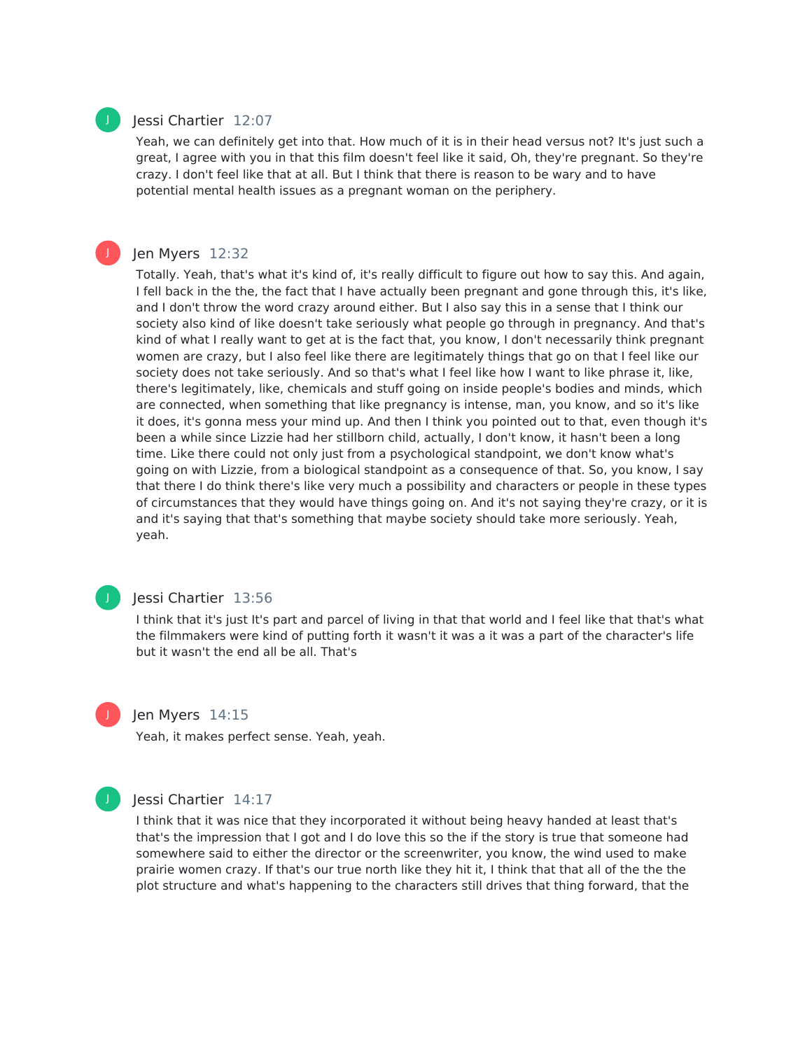Jessi Chartier 12:07

Yeah, we can definitely get into that. How much of it is in their head versus not? It's just such a great, I agree with you in that this film doesn't feel like it said, Oh, they're pregnant. So they're crazy. I don't feel like that at all. But I think that there is reason to be wary and to have potential mental health issues as a pregnant woman on the periphery.

Jen Myers 12:32

Totally. Yeah, that's what it's kind of, it's really difficult to figure out how to say this. And again, I fell back in the the, the fact that I have actually been pregnant and gone through this, it's like, and I don't throw the word crazy around either. But I also say this in a sense that I think our society also kind of like doesn't take seriously what people go through in pregnancy. And that's kind of what I really want to get at is the fact that, you know, I don't necessarily think pregnant women are crazy, but I also feel like there are legitimately things that go on that I feel like our society does not take seriously. And so that's what I feel like how I want to like phrase it, like, there's legitimately, like, chemicals and stuff going on inside people's bodies and minds, which are connected, when something that like pregnancy is intense, man, you know, and so it's like it does, it's gonna mess your mind up. And then I think you pointed out to that, even though it's been a while since Lizzie had her stillborn child, actually, I don't know, it hasn't been a long time. Like there could not only just from a psychological standpoint, we don't know what's going on with Lizzie, from a biological standpoint as a consequence of that. So, you know, I say that there I do think there's like very much a possibility and characters or people in these types of circumstances that they would have things going on. And it's not saying they're crazy, or it is and it's saying that that's something that maybe society should take more seriously. Yeah, yeah.

Jessi Chartier 13:56

I think that it's just It's part and parcel of living in that that world and I feel like that that's what the filmmakers were kind of putting forth it wasn't it was a it was a part of the character's life but it wasn't the end all be all. That's

Jen Myers 14:15

Yeah, it makes perfect sense. Yeah, yeah.

Jessi Chartier 14:17

I think that it was nice that they incorporated it without being heavy handed at least that's that's the impression that I got and I do love this so the if the story is true that someone had somewhere said to either the director or the screenwriter, you know, the wind used to make prairie women crazy. If that's our true north like they hit it, I think that that all of the the the plot structure and what's happening to the characters still drives that thing forward, that the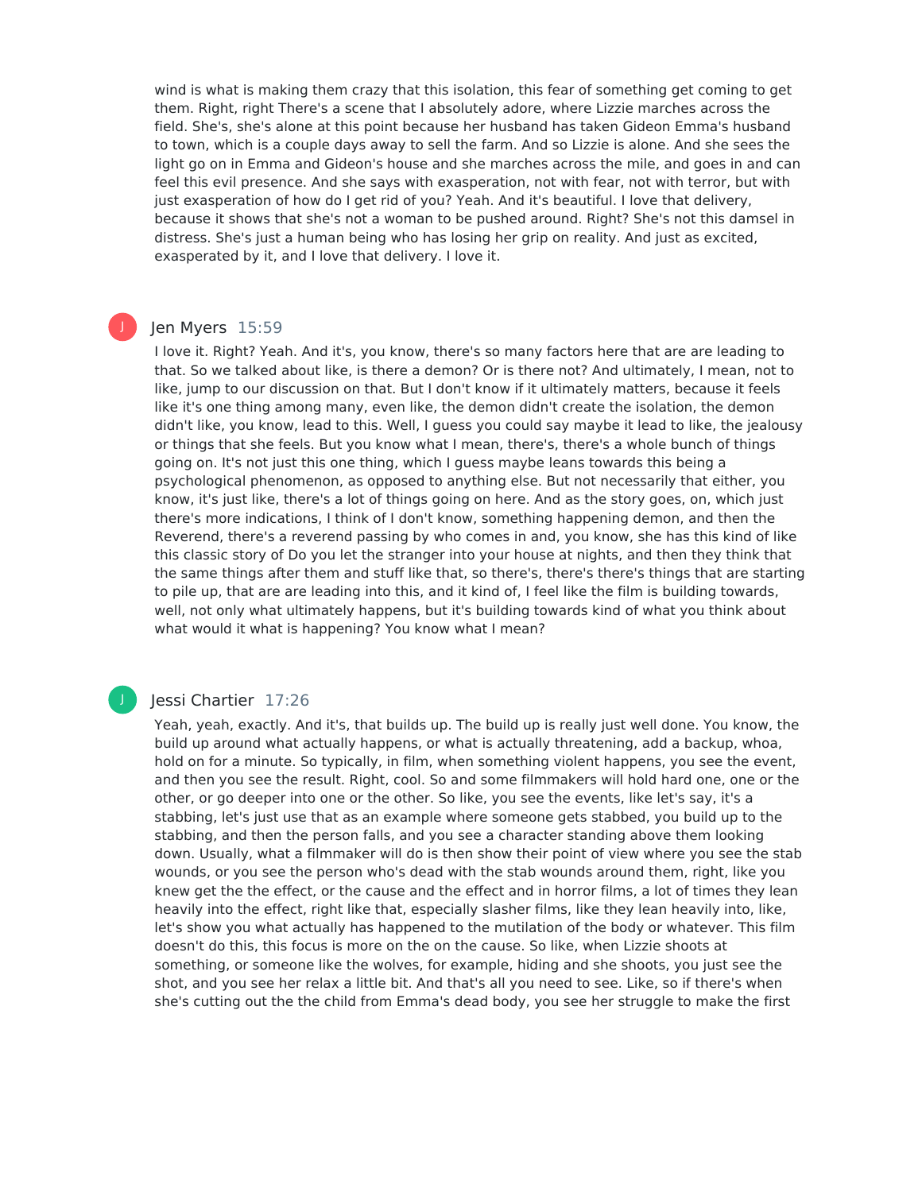wind is what is making them crazy that this isolation, this fear of something get coming to get them. Right, right There's a scene that I absolutely adore, where Lizzie marches across the field. She's, she's alone at this point because her husband has taken Gideon Emma's husband to town, which is a couple days away to sell the farm. And so Lizzie is alone. And she sees the light go on in Emma and Gideon's house and she marches across the mile, and goes in and can feel this evil presence. And she says with exasperation, not with fear, not with terror, but with just exasperation of how do I get rid of you? Yeah. And it's beautiful. I love that delivery, because it shows that she's not a woman to be pushed around. Right? She's not this damsel in distress. She's just a human being who has losing her grip on reality. And just as excited, exasperated by it, and I love that delivery. I love it.

Jen Myers 15:59

I love it. Right? Yeah. And it's, you know, there's so many factors here that are are leading to that. So we talked about like, is there a demon? Or is there not? And ultimately, I mean, not to like, jump to our discussion on that. But I don't know if it ultimately matters, because it feels like it's one thing among many, even like, the demon didn't create the isolation, the demon didn't like, you know, lead to this. Well, I guess you could say maybe it lead to like, the jealousy or things that she feels. But you know what I mean, there's, there's a whole bunch of things going on. It's not just this one thing, which I guess maybe leans towards this being a psychological phenomenon, as opposed to anything else. But not necessarily that either, you know, it's just like, there's a lot of things going on here. And as the story goes, on, which just there's more indications, I think of I don't know, something happening demon, and then the Reverend, there's a reverend passing by who comes in and, you know, she has this kind of like this classic story of Do you let the stranger into your house at nights, and then they think that the same things after them and stuff like that, so there's, there's there's things that are starting to pile up, that are are leading into this, and it kind of, I feel like the film is building towards, well, not only what ultimately happens, but it's building towards kind of what you think about what would it what is happening? You know what I mean?

Jessi Chartier 17:26

Yeah, yeah, exactly. And it's, that builds up. The build up is really just well done. You know, the build up around what actually happens, or what is actually threatening, add a backup, whoa, hold on for a minute. So typically, in film, when something violent happens, you see the event, and then you see the result. Right, cool. So and some filmmakers will hold hard one, one or the other, or go deeper into one or the other. So like, you see the events, like let's say, it's a stabbing, let's just use that as an example where someone gets stabbed, you build up to the stabbing, and then the person falls, and you see a character standing above them looking down. Usually, what a filmmaker will do is then show their point of view where you see the stab wounds, or you see the person who's dead with the stab wounds around them, right, like you knew get the the effect, or the cause and the effect and in horror films, a lot of times they lean heavily into the effect, right like that, especially slasher films, like they lean heavily into, like, let's show you what actually has happened to the mutilation of the body or whatever. This film doesn't do this, this focus is more on the on the cause. So like, when Lizzie shoots at something, or someone like the wolves, for example, hiding and she shoots, you just see the shot, and you see her relax a little bit. And that's all you need to see. Like, so if there's when she's cutting out the the child from Emma's dead body, you see her struggle to make the first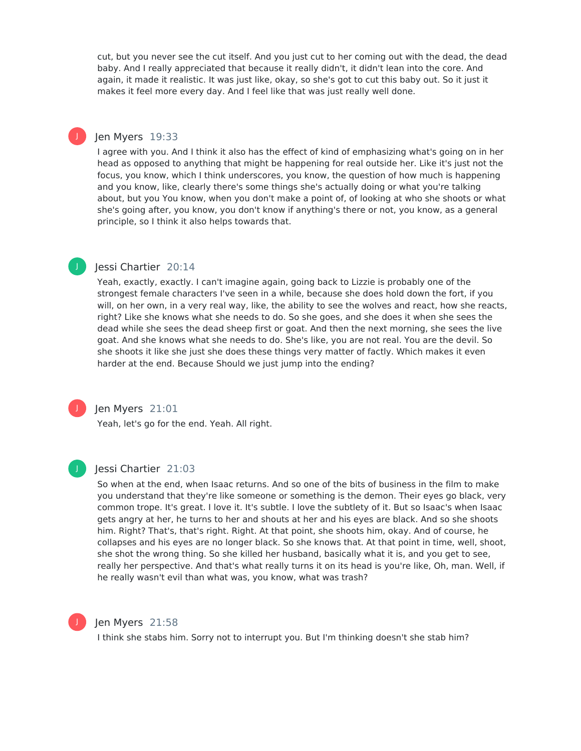cut, but you never see the cut itself. And you just cut to her coming out with the dead, the dead baby. And I really appreciated that because it really didn't, it didn't lean into the core. And again, it made it realistic. It was just like, okay, so she's got to cut this baby out. So it just it makes it feel more every day. And I feel like that was just really well done.

**Jen Myers** 19:33

I agree with you. And I think it also has the effect of kind of emphasizing what's going on in her head as opposed to anything that might be happening for real outside her. Like it's just not the focus, you know, which I think underscores, you know, the question of how much is happening and you know, like, clearly there's some things she's actually doing or what you're talking about, but you You know, when you don't make a point of, of looking at who she shoots or what she's going after, you know, you don't know if anything's there or not, you know, as a general principle, so I think it also helps towards that.

**Jessi Chartier** 20:14

Yeah, exactly, exactly. I can't imagine again, going back to Lizzie is probably one of the strongest female characters I've seen in a while, because she does hold down the fort, if you will, on her own, in a very real way, like, the ability to see the wolves and react, how she reacts, right? Like she knows what she needs to do. So she goes, and she does it when she sees the dead while she sees the dead sheep first or goat. And then the next morning, she sees the live goat. And she knows what she needs to do. She's like, you are not real. You are the devil. So she shoots it like she just she does these things very matter of factly. Which makes it even harder at the end. Because Should we just jump into the ending?

**Jen Myers** 21:01

Yeah, let's go for the end. Yeah. All right.

**Jessi Chartier** 21:03

So when at the end, when Isaac returns. And so one of the bits of business in the film to make you understand that they're like someone or something is the demon. Their eyes go black, very common trope. It's great. I love it. It's subtle. I love the subtlety of it. But so Isaac's when Isaac gets angry at her, he turns to her and shouts at her and his eyes are black. And so she shoots him. Right? That's, that's right. Right. At that point, she shoots him, okay. And of course, he collapses and his eyes are no longer black. So she knows that. At that point in time, well, shoot, she shot the wrong thing. So she killed her husband, basically what it is, and you get to see, really her perspective. And that's what really turns it on its head is you're like, Oh, man. Well, if he really wasn't evil than what was, you know, what was trash?

**Jen Myers** 21:58

I think she stabs him. Sorry not to interrupt you. But I'm thinking doesn't she stab him?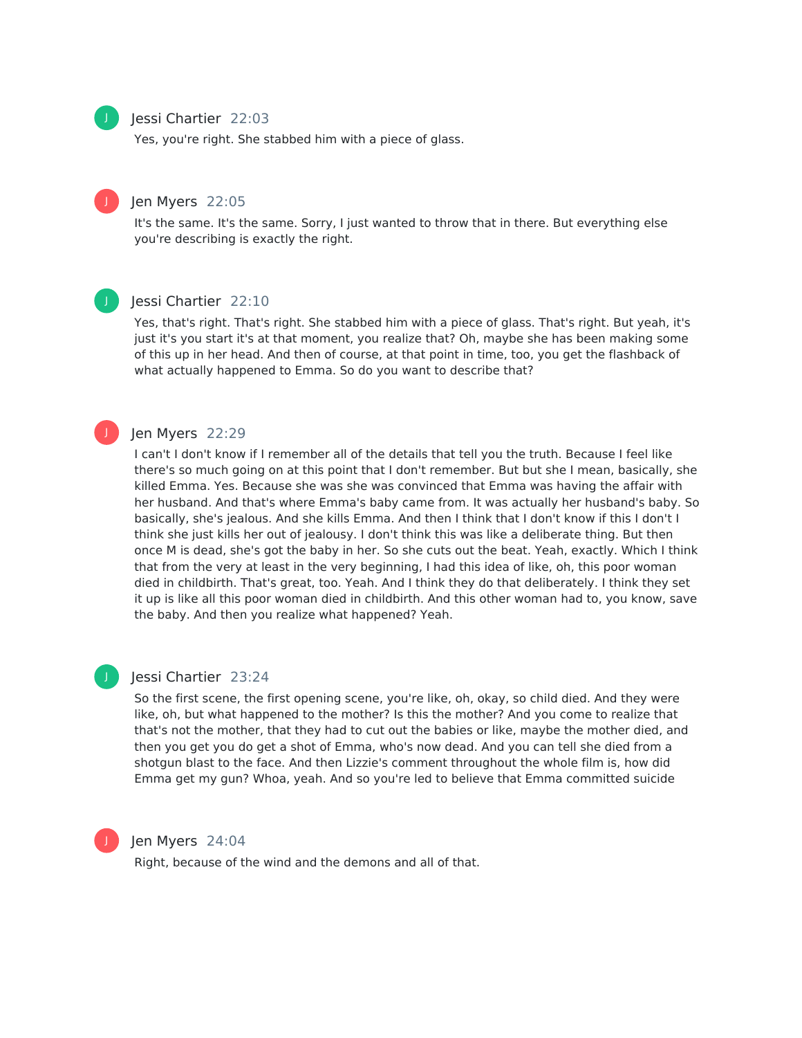Jessi Chartier 22:03

Yes, you're right. She stabbed him with a piece of glass.

Jen Myers 22:05

It's the same. It's the same. Sorry, I just wanted to throw that in there. But everything else you're describing is exactly the right.

Jessi Chartier 22:10

Yes, that's right. That's right. She stabbed him with a piece of glass. That's right. But yeah, it's just it's you start it's at that moment, you realize that? Oh, maybe she has been making some of this up in her head. And then of course, at that point in time, too, you get the flashback of what actually happened to Emma. So do you want to describe that?

Jen Myers 22:29

I can't I don't know if I remember all of the details that tell you the truth. Because I feel like there's so much going on at this point that I don't remember. But but she I mean, basically, she killed Emma. Yes. Because she was she was convinced that Emma was having the affair with her husband. And that's where Emma's baby came from. It was actually her husband's baby. So basically, she's jealous. And she kills Emma. And then I think that I don't know if this I don't I think she just kills her out of jealousy. I don't think this was like a deliberate thing. But then once M is dead, she's got the baby in her. So she cuts out the beat. Yeah, exactly. Which I think that from the very at least in the very beginning, I had this idea of like, oh, this poor woman died in childbirth. That's great, too. Yeah. And I think they do that deliberately. I think they set it up is like all this poor woman died in childbirth. And this other woman had to, you know, save the baby. And then you realize what happened? Yeah.

Jessi Chartier 23:24

So the first scene, the first opening scene, you're like, oh, okay, so child died. And they were like, oh, but what happened to the mother? Is this the mother? And you come to realize that that's not the mother, that they had to cut out the babies or like, maybe the mother died, and then you get you do get a shot of Emma, who's now dead. And you can tell she died from a shotgun blast to the face. And then Lizzie's comment throughout the whole film is, how did Emma get my gun? Whoa, yeah. And so you're led to believe that Emma committed suicide

Jen Myers 24:04

Right, because of the wind and the demons and all of that.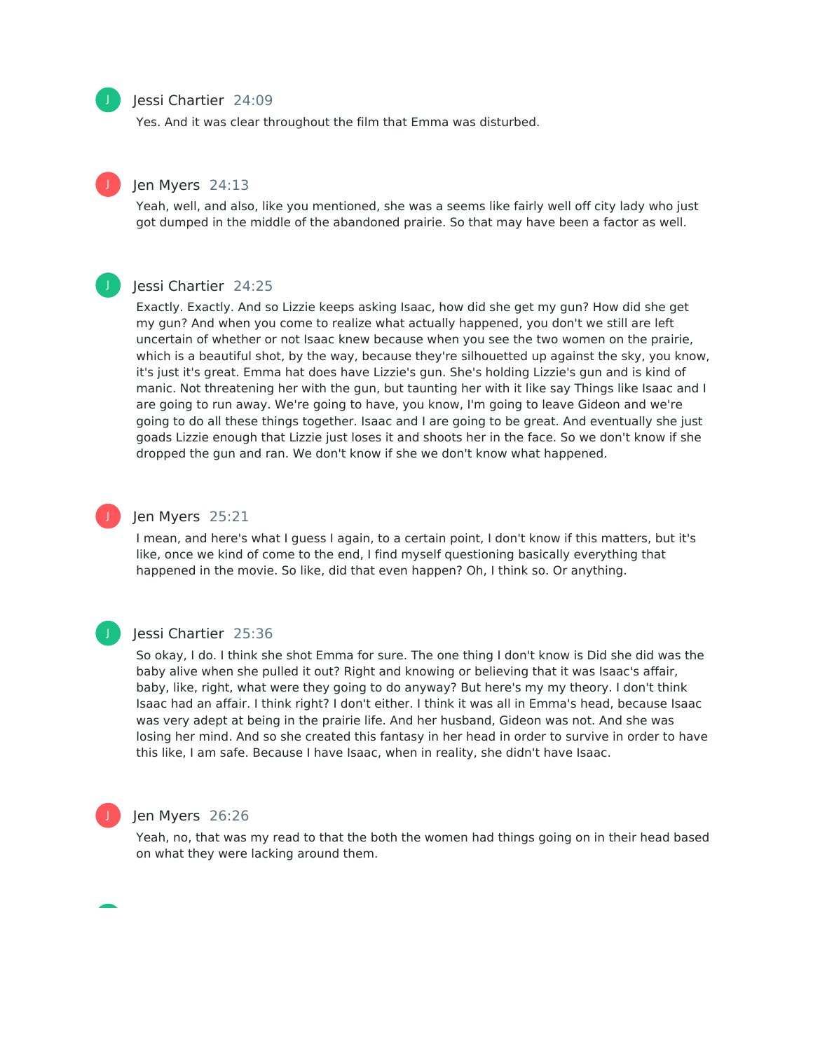Jessi Chartier 24:09

Yes. And it was clear throughout the film that Emma was disturbed.

Jen Myers 24:13

Yeah, well, and also, like you mentioned, she was a seems like fairly well off city lady who just got dumped in the middle of the abandoned prairie. So that may have been a factor as well.

Jessi Chartier 24:25

Exactly. Exactly. And so Lizzie keeps asking Isaac, how did she get my gun? How did she get my gun? And when you come to realize what actually happened, you don't we still are left uncertain of whether or not Isaac knew because when you see the two women on the prairie, which is a beautiful shot, by the way, because they're silhouetted up against the sky, you know, it's just it's great. Emma hat does have Lizzie's gun. She's holding Lizzie's gun and is kind of manic. Not threatening her with the gun, but taunting her with it like say Things like Isaac and I are going to run away. We're going to have, you know, I'm going to leave Gideon and we're going to do all these things together. Isaac and I are going to be great. And eventually she just goads Lizzie enough that Lizzie just loses it and shoots her in the face. So we don't know if she dropped the gun and ran. We don't know if she we don't know what happened.

Jen Myers 25:21

I mean, and here's what I guess I again, to a certain point, I don't know if this matters, but it's like, once we kind of come to the end, I find myself questioning basically everything that happened in the movie. So like, did that even happen? Oh, I think so. Or anything.

Jessi Chartier 25:36

So okay, I do. I think she shot Emma for sure. The one thing I don't know is Did she did was the baby alive when she pulled it out? Right and knowing or believing that it was Isaac's affair, baby, like, right, what were they going to do anyway? But here's my my theory. I don't think Isaac had an affair. I think right? I don't either. I think it was all in Emma's head, because Isaac was very adept at being in the prairie life. And her husband, Gideon was not. And she was losing her mind. And so she created this fantasy in her head in order to survive in order to have this like, I am safe. Because I have Isaac, when in reality, she didn't have Isaac.

Jen Myers 26:26

Yeah, no, that was my read to that the both the women had things going on in their head based on what they were lacking around them.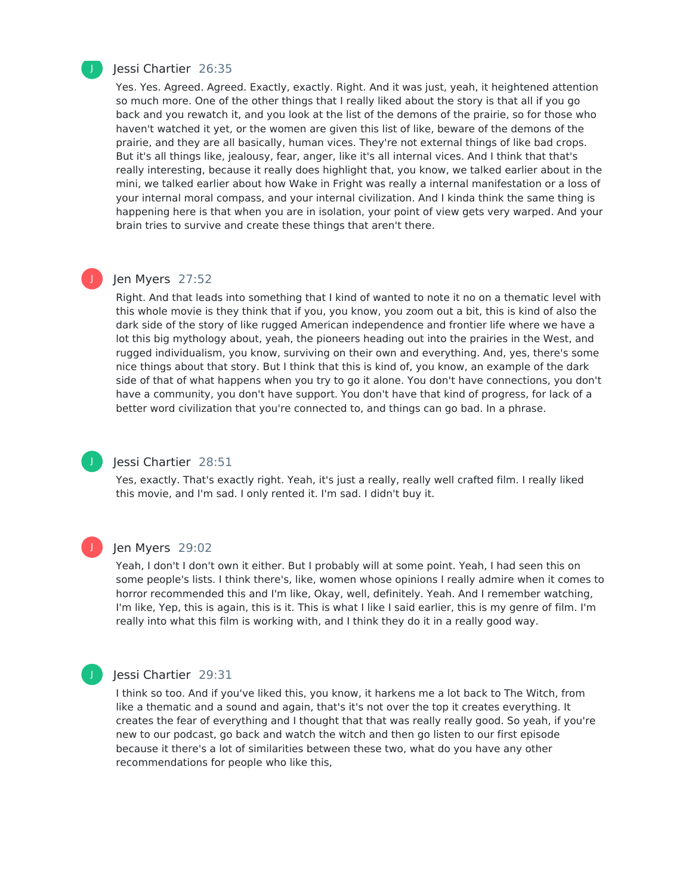Jessi Chartier 26:35

Yes. Yes. Agreed. Agreed. Exactly, exactly. Right. And it was just, yeah, it heightened attention so much more. One of the other things that I really liked about the story is that all if you go back and you rewatch it, and you look at the list of the demons of the prairie, so for those who haven't watched it yet, or the women are given this list of like, beware of the demons of the prairie, and they are all basically, human vices. They're not external things of like bad crops. But it's all things like, jealousy, fear, anger, like it's all internal vices. And I think that that's really interesting, because it really does highlight that, you know, we talked earlier about in the mini, we talked earlier about how Wake in Fright was really a internal manifestation or a loss of your internal moral compass, and your internal civilization. And I kinda think the same thing is happening here is that when you are in isolation, your point of view gets very warped. And your brain tries to survive and create these things that aren't there.

Jen Myers 27:52

Right. And that leads into something that I kind of wanted to note it no on a thematic level with this whole movie is they think that if you, you know, you zoom out a bit, this is kind of also the dark side of the story of like rugged American independence and frontier life where we have a lot this big mythology about, yeah, the pioneers heading out into the prairies in the West, and rugged individualism, you know, surviving on their own and everything. And, yes, there's some nice things about that story. But I think that this is kind of, you know, an example of the dark side of that of what happens when you try to go it alone. You don't have connections, you don't have a community, you don't have support. You don't have that kind of progress, for lack of a better word civilization that you're connected to, and things can go bad. In a phrase.

Jessi Chartier 28:51

Yes, exactly. That's exactly right. Yeah, it's just a really, really well crafted film. I really liked this movie, and I'm sad. I only rented it. I'm sad. I didn't buy it.

Jen Myers 29:02

Yeah, I don't I don't own it either. But I probably will at some point. Yeah, I had seen this on some people's lists. I think there's, like, women whose opinions I really admire when it comes to horror recommended this and I'm like, Okay, well, definitely. Yeah. And I remember watching, I'm like, Yep, this is again, this is it. This is what I like I said earlier, this is my genre of film. I'm really into what this film is working with, and I think they do it in a really good way.

Jessi Chartier 29:31

I think so too. And if you've liked this, you know, it harkens me a lot back to The Witch, from like a thematic and a sound and again, that's it's not over the top it creates everything. It creates the fear of everything and I thought that that was really really good. So yeah, if you're new to our podcast, go back and watch the witch and then go listen to our first episode because it there's a lot of similarities between these two, what do you have any other recommendations for people who like this,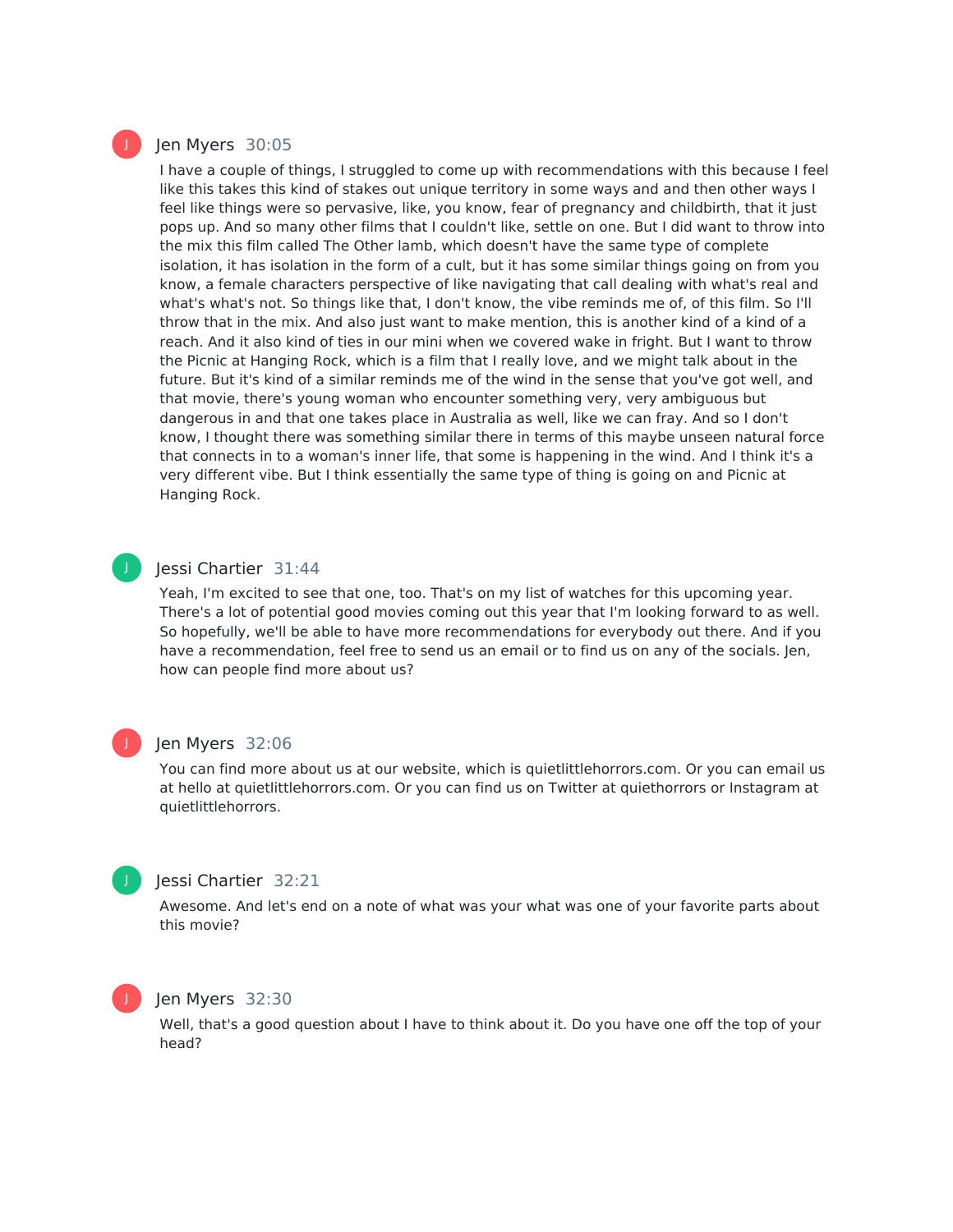Jen Myers 30:05

I have a couple of things, I struggled to come up with recommendations with this because I feel like this takes this kind of stakes out unique territory in some ways and and then other ways I feel like things were so pervasive, like, you know, fear of pregnancy and childbirth, that it just pops up. And so many other films that I couldn't like, settle on one. But I did want to throw into the mix this film called The Other lamb, which doesn't have the same type of complete isolation, it has isolation in the form of a cult, but it has some similar things going on from you know, a female characters perspective of like navigating that call dealing with what's real and what's what's not. So things like that, I don't know, the vibe reminds me of, of this film. So I'll throw that in the mix. And also just want to make mention, this is another kind of a kind of a reach. And it also kind of ties in our mini when we covered wake in fright. But I want to throw the Picnic at Hanging Rock, which is a film that I really love, and we might talk about in the future. But it's kind of a similar reminds me of the wind in the sense that you've got well, and that movie, there's young woman who encounter something very, very ambiguous but dangerous in and that one takes place in Australia as well, like we can fray. And so I don't know, I thought there was something similar there in terms of this maybe unseen natural force that connects in to a woman's inner life, that some is happening in the wind. And I think it's a very different vibe. But I think essentially the same type of thing is going on and Picnic at Hanging Rock.

Jessi Chartier 31:44

Yeah, I'm excited to see that one, too. That's on my list of watches for this upcoming year. There's a lot of potential good movies coming out this year that I'm looking forward to as well. So hopefully, we'll be able to have more recommendations for everybody out there. And if you have a recommendation, feel free to send us an email or to find us on any of the socials. Jen, how can people find more about us?

Jen Myers 32:06

You can find more about us at our website, which is quietlittlehorrors.com. Or you can email us at hello at quietlittlehorrors.com. Or you can find us on Twitter at quiethorrors or Instagram at quietlittlehorrors.

Jessi Chartier 32:21

Awesome. And let's end on a note of what was your what was one of your favorite parts about this movie?

Jen Myers 32:30

Well, that's a good question about I have to think about it. Do you have one off the top of your head?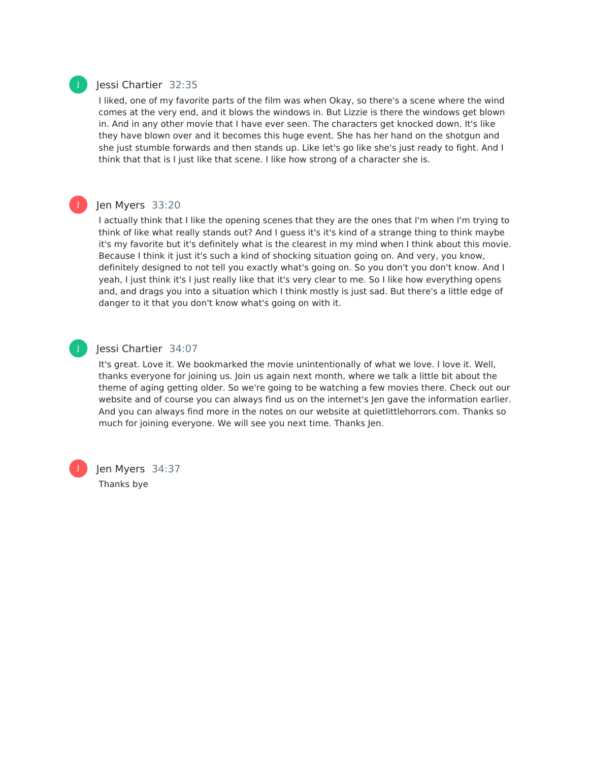Jessi Chartier 32:35

I liked, one of my favorite parts of the film was when Okay, so there's a scene where the wind comes at the very end, and it blows the windows in. But Lizzie is there the windows get blown in. And in any other movie that I have ever seen. The characters get knocked down. It's like they have blown over and it becomes this huge event. She has her hand on the shotgun and she just stumble forwards and then stands up. Like let's go like she's just ready to fight. And I think that that is I just like that scene. I like how strong of a character she is.

Jen Myers 33:20

I actually think that I like the opening scenes that they are the ones that I'm when I'm trying to think of like what really stands out? And I guess it's it's kind of a strange thing to think maybe it's my favorite but it's definitely what is the clearest in my mind when I think about this movie. Because I think it just it's such a kind of shocking situation going on. And very, you know, definitely designed to not tell you exactly what's going on. So you don't you don't know. And I yeah, I just think it's I just really like that it's very clear to me. So I like how everything opens and, and drags you into a situation which I think mostly is just sad. But there's a little edge of danger to it that you don't know what's going on with it.

Jessi Chartier 34:07

It's great. Love it. We bookmarked the movie unintentionally of what we love. I love it. Well, thanks everyone for joining us. Join us again next month, where we talk a little bit about the theme of aging getting older. So we're going to be watching a few movies there. Check out our website and of course you can always find us on the internet's Jen gave the information earlier. And you can always find more in the notes on our website at quietlittlehorrors.com. Thanks so much for joining everyone. We will see you next time. Thanks Jen.

Jen Myers 34:37

Thanks bye